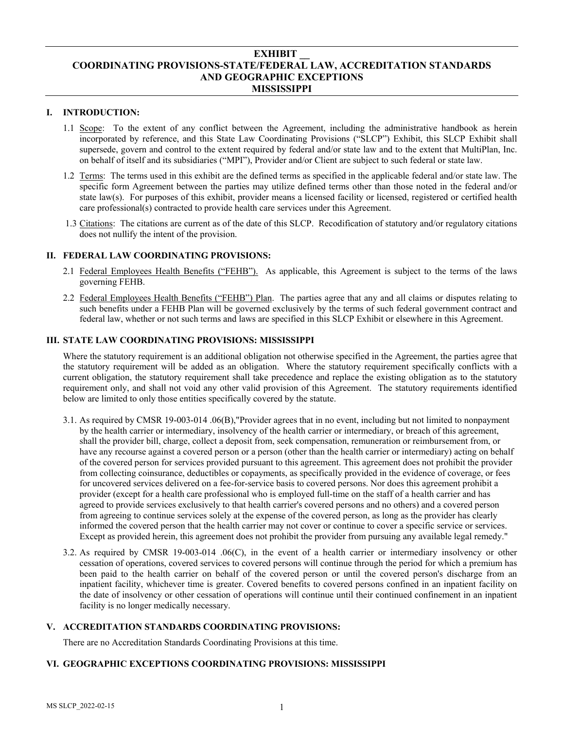# EXHIBIT __
# COORDINATING PROVISIONS-STATE/FEDERAL LAW, ACCREDITATION STANDARDS AND GEOGRAPHIC EXCEPTIONS
# MISSISSIPPI

## I. INTRODUCTION:

1.1 Scope: To the extent of any conflict between the Agreement, including the administrative handbook as herein incorporated by reference, and this State Law Coordinating Provisions ("SLCP") Exhibit, this SLCP Exhibit shall supersede, govern and control to the extent required by federal and/or state law and to the extent that MultiPlan, Inc. on behalf of itself and its subsidiaries ("MPI"), Provider and/or Client are subject to such federal or state law.

1.2 Terms: The terms used in this exhibit are the defined terms as specified in the applicable federal and/or state law. The specific form Agreement between the parties may utilize defined terms other than those noted in the federal and/or state law(s). For purposes of this exhibit, provider means a licensed facility or licensed, registered or certified health care professional(s) contracted to provide health care services under this Agreement.

1.3 Citations: The citations are current as of the date of this SLCP. Recodification of statutory and/or regulatory citations does not nullify the intent of the provision.

## II. FEDERAL LAW COORDINATING PROVISIONS:

2.1 Federal Employees Health Benefits ("FEHB"). As applicable, this Agreement is subject to the terms of the laws governing FEHB.

2.2 Federal Employees Health Benefits ("FEHB") Plan. The parties agree that any and all claims or disputes relating to such benefits under a FEHB Plan will be governed exclusively by the terms of such federal government contract and federal law, whether or not such terms and laws are specified in this SLCP Exhibit or elsewhere in this Agreement.

## III. STATE LAW COORDINATING PROVISIONS: MISSISSIPPI

Where the statutory requirement is an additional obligation not otherwise specified in the Agreement, the parties agree that the statutory requirement will be added as an obligation. Where the statutory requirement specifically conflicts with a current obligation, the statutory requirement shall take precedence and replace the existing obligation as to the statutory requirement only, and shall not void any other valid provision of this Agreement. The statutory requirements identified below are limited to only those entities specifically covered by the statute.

3.1. As required by CMSR 19-003-014 .06(B),"Provider agrees that in no event, including but not limited to nonpayment by the health carrier or intermediary, insolvency of the health carrier or intermediary, or breach of this agreement, shall the provider bill, charge, collect a deposit from, seek compensation, remuneration or reimbursement from, or have any recourse against a covered person or a person (other than the health carrier or intermediary) acting on behalf of the covered person for services provided pursuant to this agreement. This agreement does not prohibit the provider from collecting coinsurance, deductibles or copayments, as specifically provided in the evidence of coverage, or fees for uncovered services delivered on a fee-for-service basis to covered persons. Nor does this agreement prohibit a provider (except for a health care professional who is employed full-time on the staff of a health carrier and has agreed to provide services exclusively to that health carrier's covered persons and no others) and a covered person from agreeing to continue services solely at the expense of the covered person, as long as the provider has clearly informed the covered person that the health carrier may not cover or continue to cover a specific service or services. Except as provided herein, this agreement does not prohibit the provider from pursuing any available legal remedy."

3.2. As required by CMSR 19-003-014 .06(C), in the event of a health carrier or intermediary insolvency or other cessation of operations, covered services to covered persons will continue through the period for which a premium has been paid to the health carrier on behalf of the covered person or until the covered person's discharge from an inpatient facility, whichever time is greater. Covered benefits to covered persons confined in an inpatient facility on the date of insolvency or other cessation of operations will continue until their continued confinement in an inpatient facility is no longer medically necessary.

## V. ACCREDITATION STANDARDS COORDINATING PROVISIONS:

There are no Accreditation Standards Coordinating Provisions at this time.

## VI. GEOGRAPHIC EXCEPTIONS COORDINATING PROVISIONS: MISSISSIPPI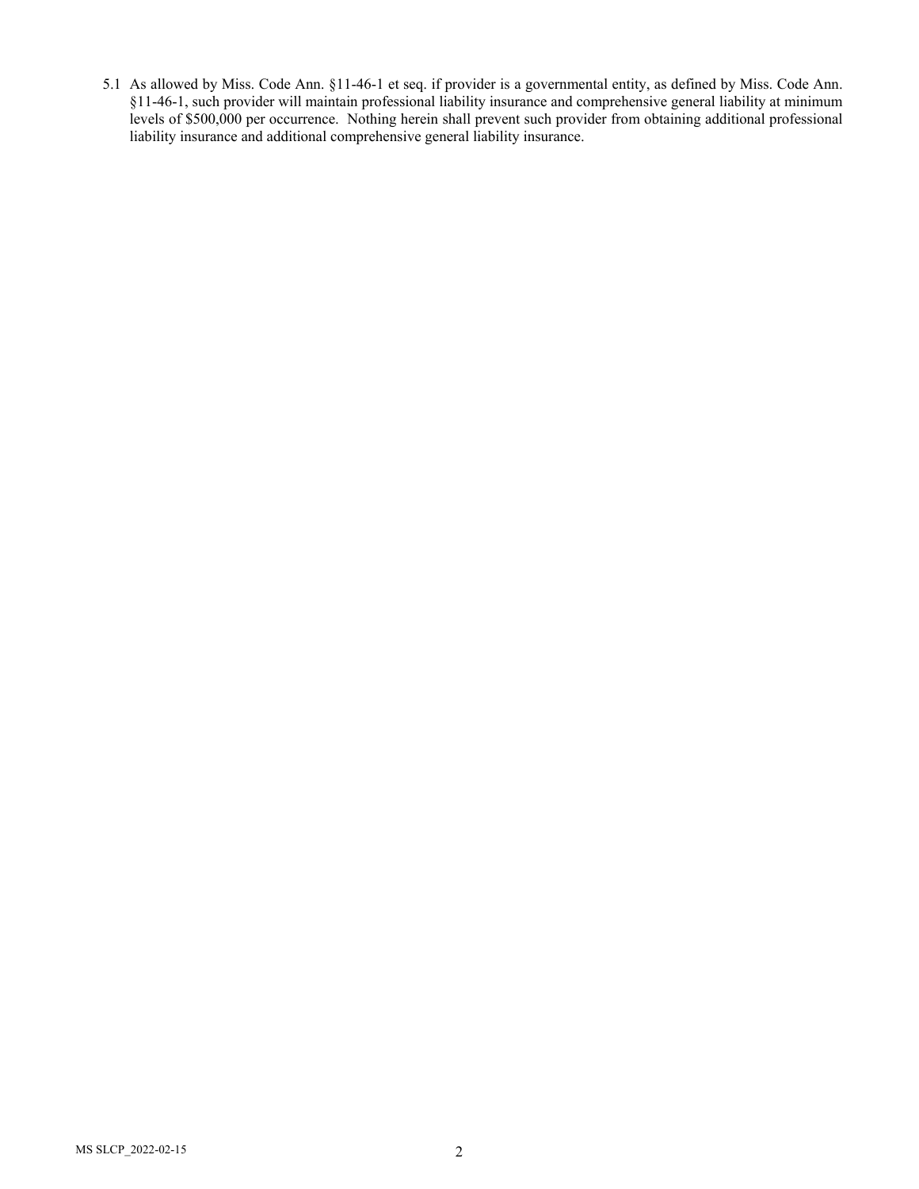5.1 As allowed by Miss. Code Ann. §11-46-1 et seq. if provider is a governmental entity, as defined by Miss. Code Ann. §11-46-1, such provider will maintain professional liability insurance and comprehensive general liability at minimum levels of $500,000 per occurrence. Nothing herein shall prevent such provider from obtaining additional professional liability insurance and additional comprehensive general liability insurance.